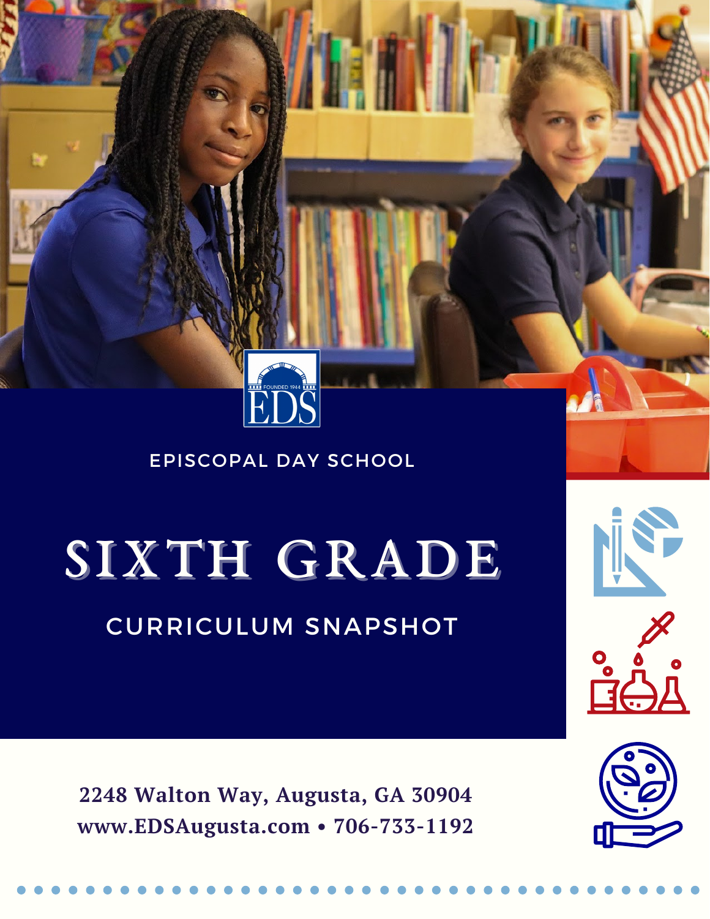EDS

FOUNDED 1944

EPISCOPAL DAY SCHOOL

# SIXTH GRADE

## CURRICULUM SNAPSHOT

**2248 Walton Way, Augusta, GA 30904**
**www.EDSAugusta.com • 706-733-1192**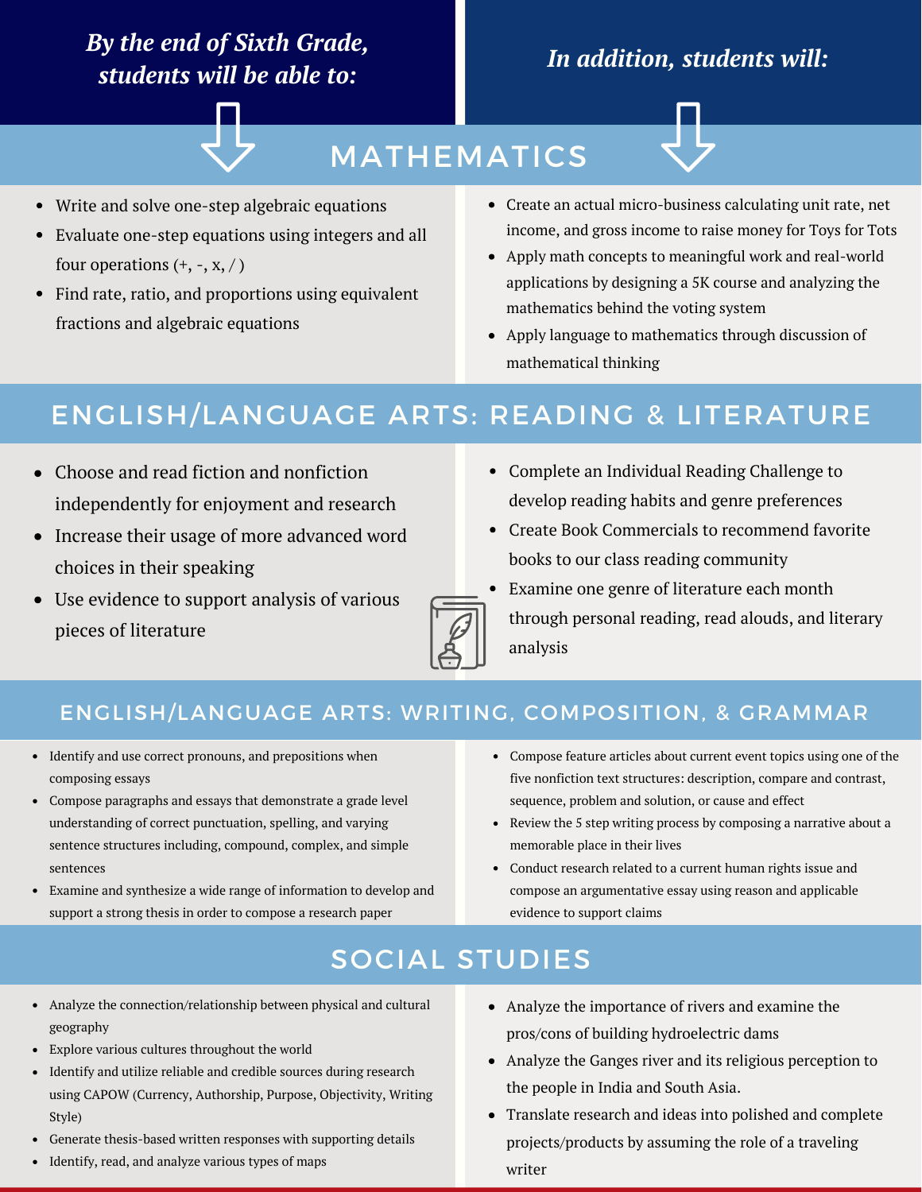**By the end of Sixth Grade, students will be able to:**

**In addition, students will:**

## MATHEMATICS

- Write and solve one-step algebraic equations
- Evaluate one-step equations using integers and all four operations (+, -, x, / )
- Find rate, ratio, and proportions using equivalent fractions and algebraic equations

- Create an actual micro-business calculating unit rate, net income, and gross income to raise money for Toys for Tots
- Apply math concepts to meaningful work and real-world applications by designing a 5K course and analyzing the mathematics behind the voting system
- Apply language to mathematics through discussion of mathematical thinking

## ENGLISH/LANGUAGE ARTS: READING & LITERATURE

- Choose and read fiction and nonfiction independently for enjoyment and research
- Increase their usage of more advanced word choices in their speaking
- Use evidence to support analysis of various pieces of literature

- Complete an Individual Reading Challenge to develop reading habits and genre preferences
- Create Book Commercials to recommend favorite books to our class reading community
- Examine one genre of literature each month through personal reading, read alouds, and literary analysis

## ENGLISH/LANGUAGE ARTS: WRITING, COMPOSITION, & GRAMMAR

- Identify and use correct pronouns, and prepositions when composing essays
- Compose paragraphs and essays that demonstrate a grade level understanding of correct punctuation, spelling, and varying sentence structures including, compound, complex, and simple sentences
- Examine and synthesize a wide range of information to develop and support a strong thesis in order to compose a research paper

- Compose feature articles about current event topics using one of the five nonfiction text structures: description, compare and contrast, sequence, problem and solution, or cause and effect
- Review the 5 step writing process by composing a narrative about a memorable place in their lives
- Conduct research related to a current human rights issue and compose an argumentative essay using reason and applicable evidence to support claims

## SOCIAL STUDIES

- Analyze the connection/relationship between physical and cultural geography
- Explore various cultures throughout the world
- Identify and utilize reliable and credible sources during research using CAPOW (Currency, Authorship, Purpose, Objectivity, Writing Style)
- Generate thesis-based written responses with supporting details
- Identify, read, and analyze various types of maps

- Analyze the importance of rivers and examine the pros/cons of building hydroelectric dams
- Analyze the Ganges river and its religious perception to the people in India and South Asia.
- Translate research and ideas into polished and complete projects/products by assuming the role of a traveling writer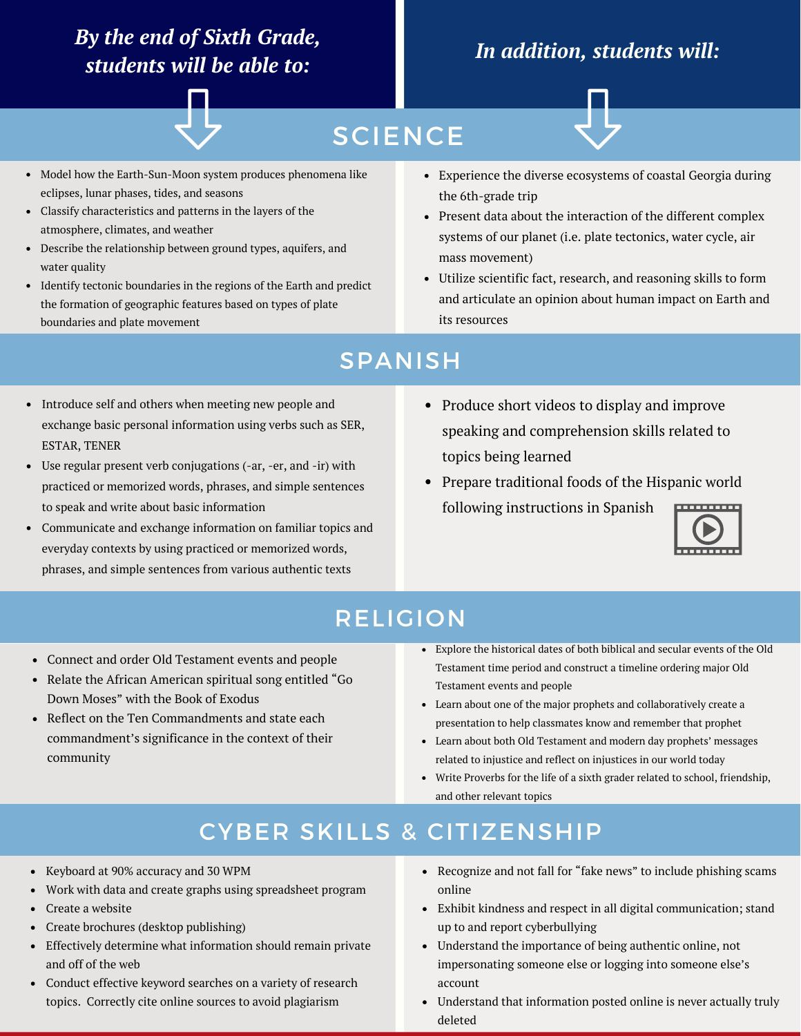**By the end of Sixth Grade, students will be able to:** | **In addition, students will:**

## SCIENCE

- Model how the Earth-Sun-Moon system produces phenomena like eclipses, lunar phases, tides, and seasons
- Classify characteristics and patterns in the layers of the atmosphere, climates, and weather
- Describe the relationship between ground types, aquifers, and water quality
- Identify tectonic boundaries in the regions of the Earth and predict the formation of geographic features based on types of plate boundaries and plate movement

*In addition, students will:*

- Experience the diverse ecosystems of coastal Georgia during the 6th-grade trip
- Present data about the interaction of the different complex systems of our planet (i.e. plate tectonics, water cycle, air mass movement)
- Utilize scientific fact, research, and reasoning skills to form and articulate an opinion about human impact on Earth and its resources

## SPANISH

- Introduce self and others when meeting new people and exchange basic personal information using verbs such as SER, ESTAR, TENER
- Use regular present verb conjugations (-ar, -er, and -ir) with practiced or memorized words, phrases, and simple sentences to speak and write about basic information
- Communicate and exchange information on familiar topics and everyday contexts by using practiced or memorized words, phrases, and simple sentences from various authentic texts

*In addition, students will:*

- Produce short videos to display and improve speaking and comprehension skills related to topics being learned
- Prepare traditional foods of the Hispanic world following instructions in Spanish

## RELIGION

- Connect and order Old Testament events and people
- Relate the African American spiritual song entitled “Go Down Moses” with the Book of Exodus
- Reflect on the Ten Commandments and state each commandment’s significance in the context of their community

*In addition, students will:*

- Explore the historical dates of both biblical and secular events of the Old Testament time period and construct a timeline ordering major Old Testament events and people
- Learn about one of the major prophets and collaboratively create a presentation to help classmates know and remember that prophet
- Learn about both Old Testament and modern day prophets’ messages related to injustice and reflect on injustices in our world today
- Write Proverbs for the life of a sixth grader related to school, friendship, and other relevant topics

## CYBER SKILLS & CITIZENSHIP

- Keyboard at 90% accuracy and 30 WPM
- Work with data and create graphs using spreadsheet program
- Create a website
- Create brochures (desktop publishing)
- Effectively determine what information should remain private and off of the web
- Conduct effective keyword searches on a variety of research topics. Correctly cite online sources to avoid plagiarism

*In addition, students will:*

- Recognize and not fall for “fake news” to include phishing scams online
- Exhibit kindness and respect in all digital communication; stand up to and report cyberbullying
- Understand the importance of being authentic online, not impersonating someone else or logging into someone else’s account
- Understand that information posted online is never actually truly deleted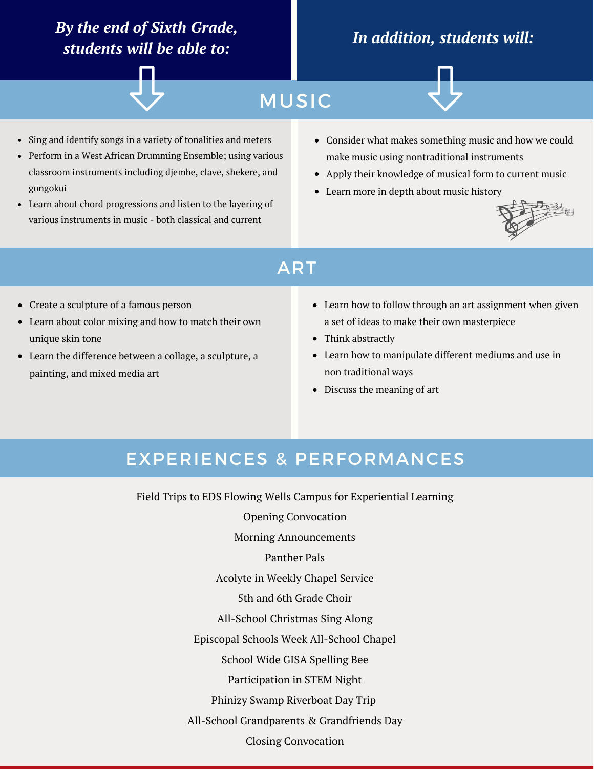***By the end of Sixth Grade, students will be able to:***

***In addition, students will:***

## MUSIC

- Sing and identify songs in a variety of tonalities and meters
- Perform in a West African Drumming Ensemble; using various classroom instruments including djembe, clave, shekere, and gongokui
- Learn about chord progressions and listen to the layering of various instruments in music - both classical and current

- Consider what makes something music and how we could make music using nontraditional instruments
- Apply their knowledge of musical form to current music
- Learn more in depth about music history

## ART

- Create a sculpture of a famous person
- Learn about color mixing and how to match their own unique skin tone
- Learn the difference between a collage, a sculpture, a painting, and mixed media art

- Learn how to follow through an art assignment when given a set of ideas to make their own masterpiece
- Think abstractly
- Learn how to manipulate different mediums and use in non traditional ways
- Discuss the meaning of art

## EXPERIENCES & PERFORMANCES

Field Trips to EDS Flowing Wells Campus for Experiential Learning

Opening Convocation

Morning Announcements

Panther Pals

Acolyte in Weekly Chapel Service

5th and 6th Grade Choir

All-School Christmas Sing Along

Episcopal Schools Week All-School Chapel

School Wide GISA Spelling Bee

Participation in STEM Night

Phinizy Swamp Riverboat Day Trip

All-School Grandparents & Grandfriends Day

Closing Convocation